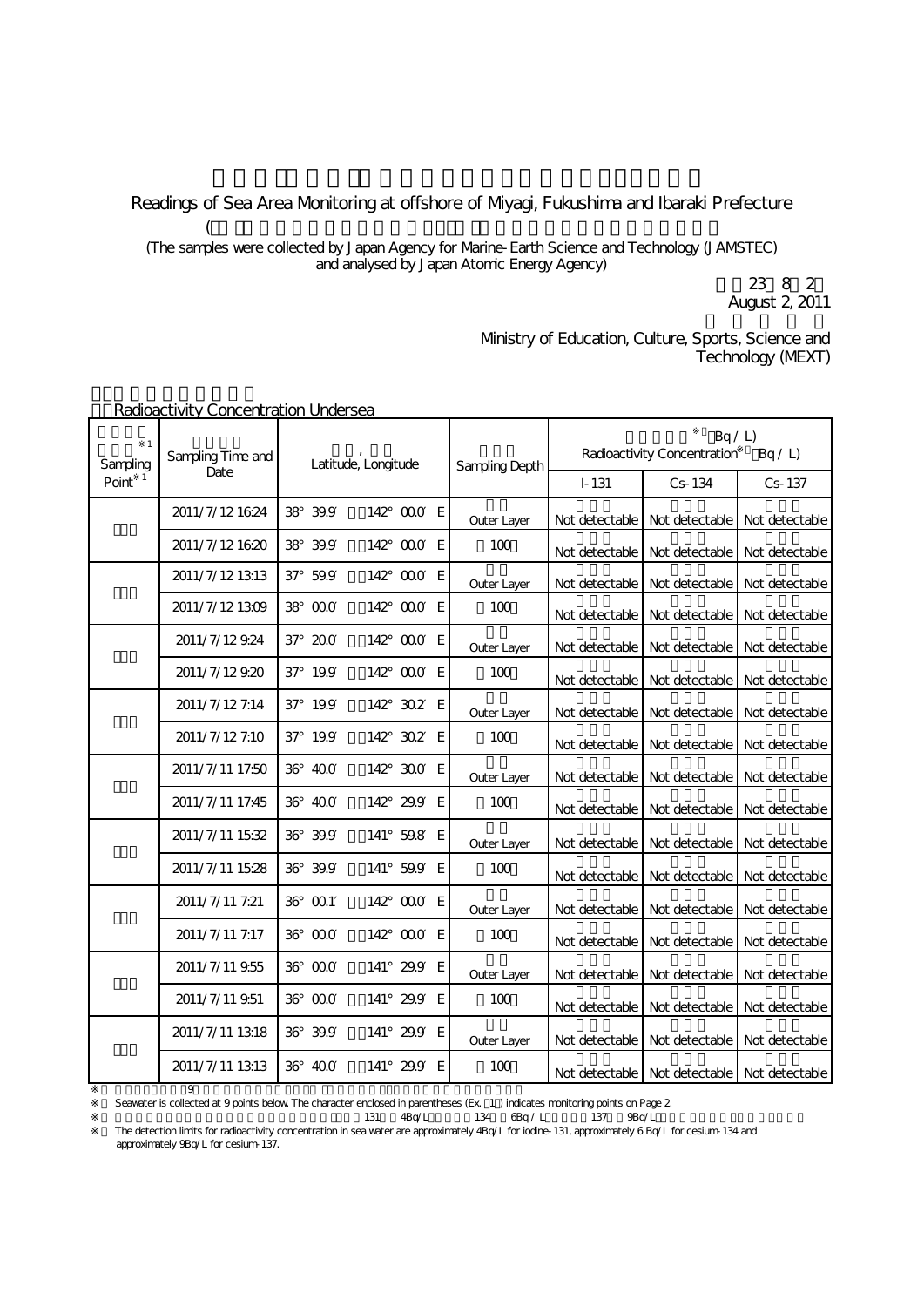# Readings of Sea Area Monitoring at offshore of Miyagi, Fukushima and Ibaraki Prefecture

(The samples were collected by Japan Agency for Marine-Earth Science and Technology (JAMSTEC) and analysed by Japan Atomic Energy Agency)

23 8 2
August 2, 2011

Ministry of Education, Culture, Sports, Science and Technology (MEXT)

Radioactivity Concentration Undersea

| Sampling Point※1 | Sampling Time and Date | Latitude, Longitude | Sampling Depth | Radioactivity Concentration※ (Bq/L) | | |
|---|---|---|---|---|---|---|
| | | | | I-131 | Cs-134 | Cs-137 |
| | 2011/7/12 16:24 | 38° 39.9′ 142° 00.0′ E | Outer Layer | Not detectable | Not detectable | Not detectable |
| | 2011/7/12 16:20 | 38° 39.9′ 142° 00.0′ E | 100 | Not detectable | Not detectable | Not detectable |
| | 2011/7/12 13:13 | 37° 59.9′ 142° 00.0′ E | Outer Layer | Not detectable | Not detectable | Not detectable |
| | 2011/7/12 13:09 | 38° 00.0′ 142° 00.0′ E | 100 | Not detectable | Not detectable | Not detectable |
| | 2011/7/12 9:24 | 37° 20.0′ 142° 00.0′ E | Outer Layer | Not detectable | Not detectable | Not detectable |
| | 2011/7/12 9:20 | 37° 19.9′ 142° 00.0′ E | 100 | Not detectable | Not detectable | Not detectable |
| | 2011/7/12 7:14 | 37° 19.9′ 142° 30.2′ E | Outer Layer | Not detectable | Not detectable | Not detectable |
| | 2011/7/12 7:10 | 37° 19.9′ 142° 30.2′ E | 100 | Not detectable | Not detectable | Not detectable |
| | 2011/7/11 17:50 | 36° 40.0′ 142° 30.0′ E | Outer Layer | Not detectable | Not detectable | Not detectable |
| | 2011/7/11 17:45 | 36° 40.0′ 142° 29.9′ E | 100 | Not detectable | Not detectable | Not detectable |
| | 2011/7/11 15:32 | 36° 39.9′ 141° 59.8′ E | Outer Layer | Not detectable | Not detectable | Not detectable |
| | 2011/7/11 15:28 | 36° 39.9′ 141° 59.9′ E | 100 | Not detectable | Not detectable | Not detectable |
| | 2011/7/11 7:21 | 36° 00.1′ 142° 00.0′ E | Outer Layer | Not detectable | Not detectable | Not detectable |
| | 2011/7/11 7:17 | 36° 00.0′ 142° 00.0′ E | 100 | Not detectable | Not detectable | Not detectable |
| | 2011/7/11 9:55 | 36° 00.0′ 141° 29.9′ E | Outer Layer | Not detectable | Not detectable | Not detectable |
| | 2011/7/11 9:51 | 36° 00.0′ 141° 29.9′ E | 100 | Not detectable | Not detectable | Not detectable |
| | 2011/7/11 13:18 | 36° 39.9′ 141° 29.9′ E | Outer Layer | Not detectable | Not detectable | Not detectable |
| | 2011/7/11 13:13 | 36° 40.0′ 141° 29.9′ E | 100 | Not detectable | Not detectable | Not detectable |

※ 9
Seawater is collected at 9 points below. The character enclosed in parentheses (Ex. 1) indicates monitoring points on Page 2.

※ 131 4Bq/L 134 6Bq/L 137 9Bq/L
The detection limits for radioactivity concentration in sea water are approximately 4Bq/L for iodine-131, approximately 6 Bq/L for cesium-134 and approximately 9Bq/L for cesium-137.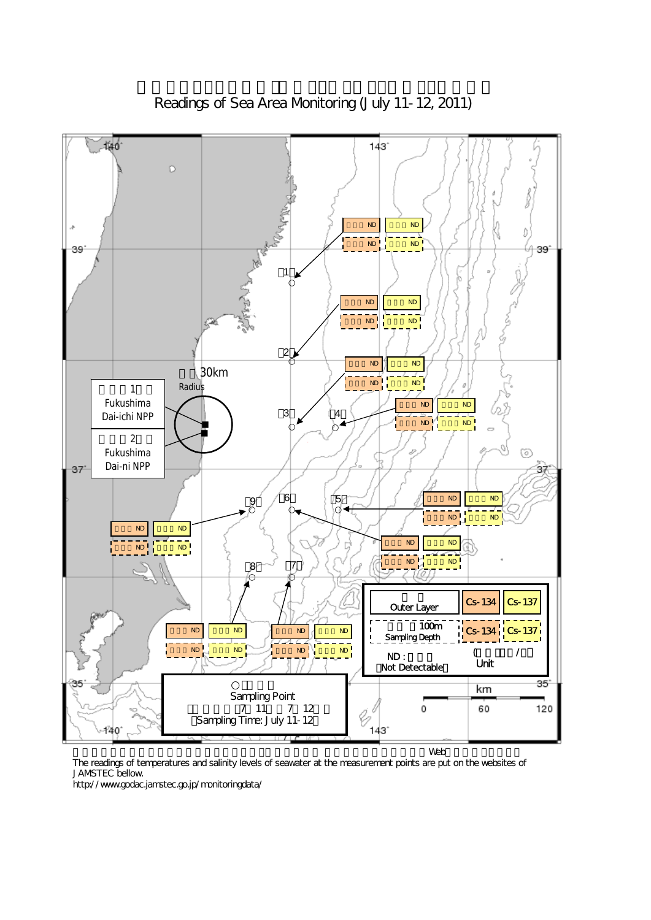# Readings of Sea Area Monitoring (July 11-12, 2011)

30km
Radius

1
Fukushima
Dai-ichi NPP

2
Fukushima
Dai-ni NPP

139° 37° 35° 140° 143°

1, 2, 3, 4, 5, 6, 7, 8, 9

ND

Outer Layer | Cs-134 | Cs-137

100m
Sampling Depth | Cs-134 | Cs-137

ND :
(Not Detectable)

Unit

km
0 60 120

Sampling Point
7 11 7 12
(Sampling Time: July 11-12)

Web

The readings of temperatures and salinity levels of seawater at the measurement points are put on the websites of JAMSTEC bellow.

http://www.godac.jamstec.go.jp/monitoringdata/